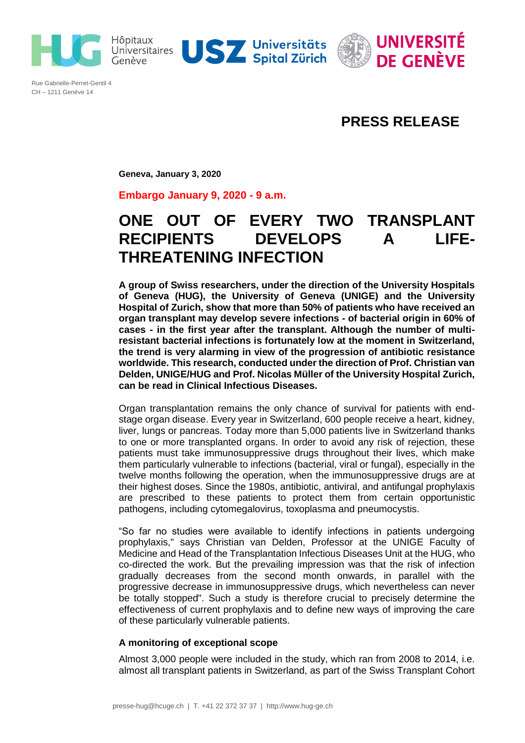Rue Gabrielle-Perret-Gentil 4
CH – 1211 Genève 14

# PRESS RELEASE

**Geneva, January 3, 2020**

**Embargo January 9, 2020 - 9 a.m.**

# ONE OUT OF EVERY TWO TRANSPLANT RECIPIENTS DEVELOPS A LIFE-THREATENING INFECTION

**A group of Swiss researchers, under the direction of the University Hospitals of Geneva (HUG), the University of Geneva (UNIGE) and the University Hospital of Zurich, show that more than 50% of patients who have received an organ transplant may develop severe infections - of bacterial origin in 60% of cases - in the first year after the transplant. Although the number of multi-resistant bacterial infections is fortunately low at the moment in Switzerland, the trend is very alarming in view of the progression of antibiotic resistance worldwide. This research, conducted under the direction of Prof. Christian van Delden, UNIGE/HUG and Prof. Nicolas Müller of the University Hospital Zurich, can be read in Clinical Infectious Diseases.**

Organ transplantation remains the only chance of survival for patients with end-stage organ disease. Every year in Switzerland, 600 people receive a heart, kidney, liver, lungs or pancreas. Today more than 5,000 patients live in Switzerland thanks to one or more transplanted organs. In order to avoid any risk of rejection, these patients must take immunosuppressive drugs throughout their lives, which make them particularly vulnerable to infections (bacterial, viral or fungal), especially in the twelve months following the operation, when the immunosuppressive drugs are at their highest doses. Since the 1980s, antibiotic, antiviral, and antifungal prophylaxis are prescribed to these patients to protect them from certain opportunistic pathogens, including cytomegalovirus, toxoplasma and pneumocystis.

"So far no studies were available to identify infections in patients undergoing prophylaxis," says Christian van Delden, Professor at the UNIGE Faculty of Medicine and Head of the Transplantation Infectious Diseases Unit at the HUG, who co-directed the work. But the prevailing impression was that the risk of infection gradually decreases from the second month onwards, in parallel with the progressive decrease in immunosuppressive drugs, which nevertheless can never be totally stopped". Such a study is therefore crucial to precisely determine the effectiveness of current prophylaxis and to define new ways of improving the care of these particularly vulnerable patients.

### A monitoring of exceptional scope

Almost 3,000 people were included in the study, which ran from 2008 to 2014, i.e. almost all transplant patients in Switzerland, as part of the Swiss Transplant Cohort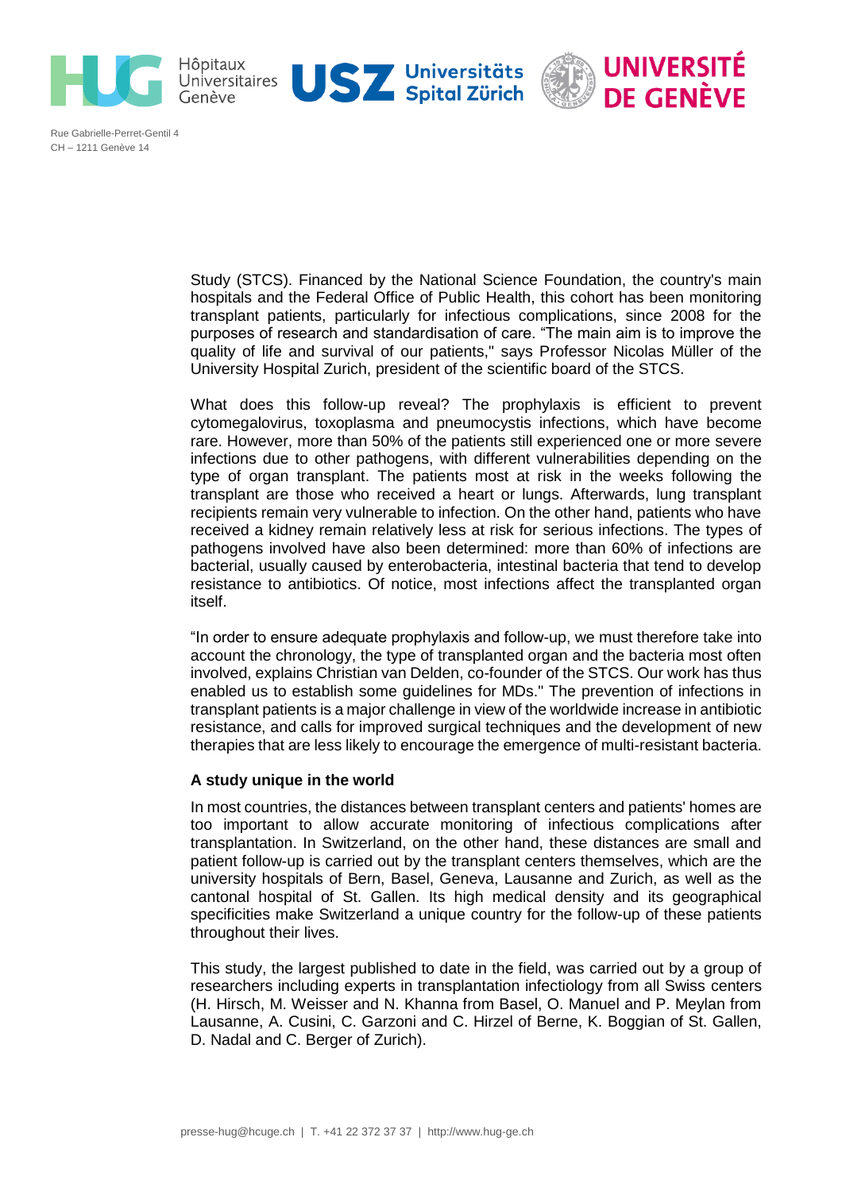Study (STCS). Financed by the National Science Foundation, the country's main hospitals and the Federal Office of Public Health, this cohort has been monitoring transplant patients, particularly for infectious complications, since 2008 for the purposes of research and standardisation of care. “The main aim is to improve the quality of life and survival of our patients," says Professor Nicolas Müller of the University Hospital Zurich, president of the scientific board of the STCS.

What does this follow-up reveal? The prophylaxis is efficient to prevent cytomegalovirus, toxoplasma and pneumocystis infections, which have become rare. However, more than 50% of the patients still experienced one or more severe infections due to other pathogens, with different vulnerabilities depending on the type of organ transplant. The patients most at risk in the weeks following the transplant are those who received a heart or lungs. Afterwards, lung transplant recipients remain very vulnerable to infection. On the other hand, patients who have received a kidney remain relatively less at risk for serious infections. The types of pathogens involved have also been determined: more than 60% of infections are bacterial, usually caused by enterobacteria, intestinal bacteria that tend to develop resistance to antibiotics. Of notice, most infections affect the transplanted organ itself.

“In order to ensure adequate prophylaxis and follow-up, we must therefore take into account the chronology, the type of transplanted organ and the bacteria most often involved, explains Christian van Delden, co-founder of the STCS. Our work has thus enabled us to establish some guidelines for MDs." The prevention of infections in transplant patients is a major challenge in view of the worldwide increase in antibiotic resistance, and calls for improved surgical techniques and the development of new therapies that are less likely to encourage the emergence of multi-resistant bacteria.

**A study unique in the world**

In most countries, the distances between transplant centers and patients' homes are too important to allow accurate monitoring of infectious complications after transplantation. In Switzerland, on the other hand, these distances are small and patient follow-up is carried out by the transplant centers themselves, which are the university hospitals of Bern, Basel, Geneva, Lausanne and Zurich, as well as the cantonal hospital of St. Gallen. Its high medical density and its geographical specificities make Switzerland a unique country for the follow-up of these patients throughout their lives.

This study, the largest published to date in the field, was carried out by a group of researchers including experts in transplantation infectiology from all Swiss centers (H. Hirsch, M. Weisser and N. Khanna from Basel, O. Manuel and P. Meylan from Lausanne, A. Cusini, C. Garzoni and C. Hirzel of Berne, K. Boggian of St. Gallen, D. Nadal and C. Berger of Zurich).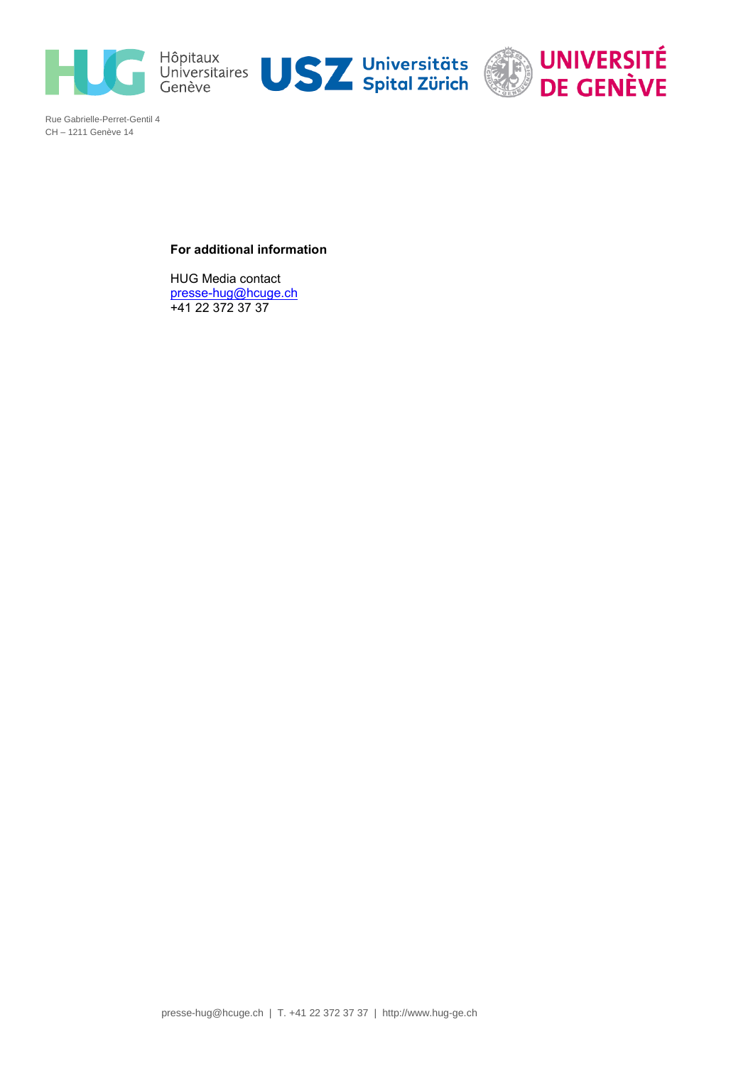Hôpitaux Universitaires Genève

USZ Universitäts Spital Zürich

UNIVERSITÉ DE GENÈVE

Rue Gabrielle-Perret-Gentil 4
CH – 1211 Genève 14

**For additional information**

HUG Media contact
presse-hug@hcuge.ch
+41 22 372 37 37

presse-hug@hcuge.ch | T. +41 22 372 37 37 | http://www.hug-ge.ch